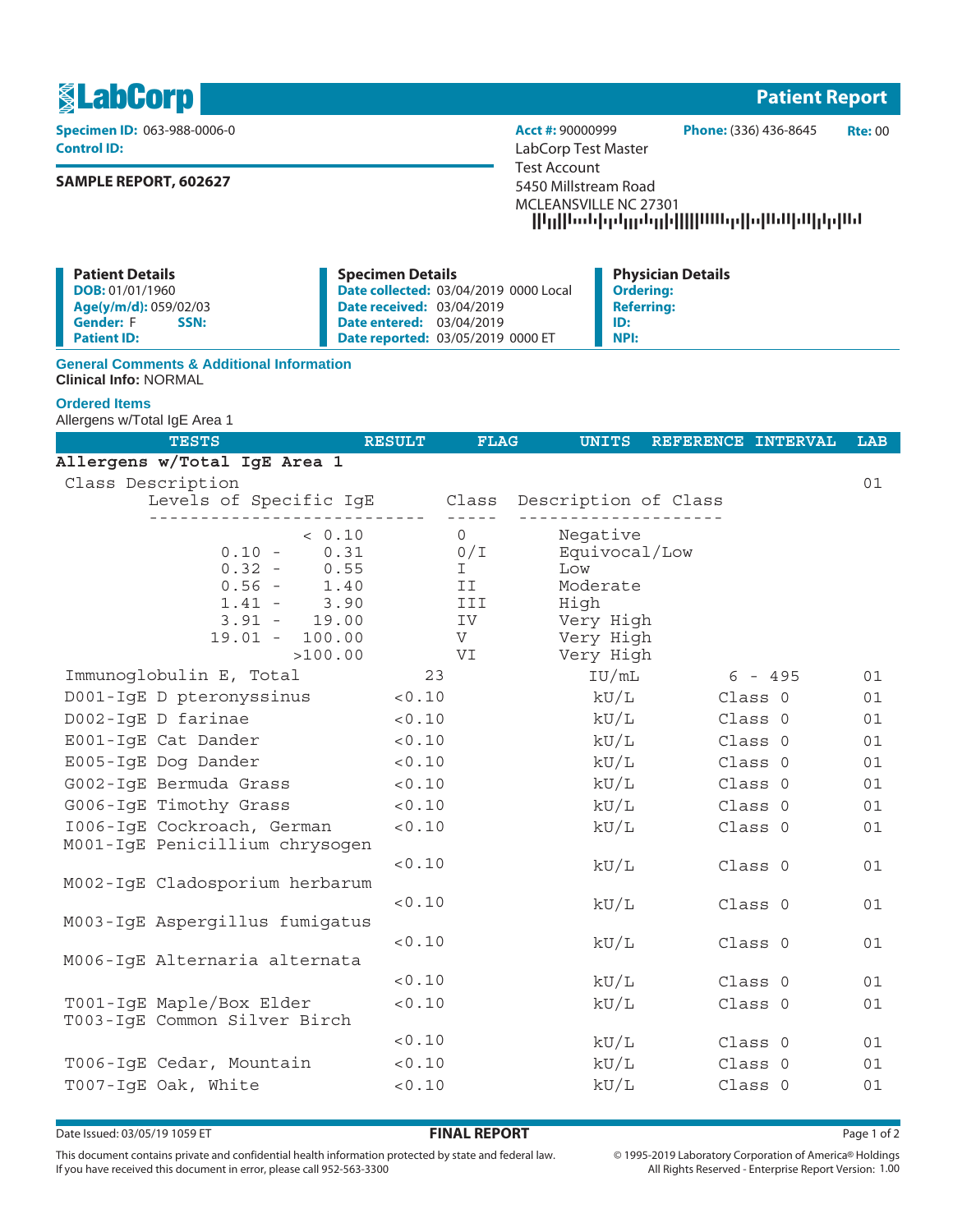# LabCorp

## Patient Report

**Specimen ID:** 063-988-0006-0
**Control ID:**

**SAMPLE REPORT, 602627**

**Acct #:** 90000999 **Phone:** (336) 436-8645 **Rte:** 00

LabCorp Test Master
Test Account
5450 Millstream Road
MCLEANSVILLE NC 27301

| Patient Details | Specimen Details | Physician Details |
|---|---|---|
| **DOB:** 01/01/1960 | **Date collected:** 03/04/2019 0000 Local | **Ordering:** |
| **Age(y/m/d):** 059/02/03 | **Date received:** 03/04/2019 | **Referring:** |
| **Gender:** F **SSN:** | **Date entered:** 03/04/2019 | **ID:** |
| **Patient ID:** | **Date reported:** 03/05/2019 0000 ET | **NPI:** |

### General Comments & Additional Information

**Clinical Info:** NORMAL

### Ordered Items

Allergens w/Total IgE Area 1

| TESTS | RESULT | FLAG | UNITS | REFERENCE INTERVAL | LAB |
|---|---|---|---|---|---|
| **Allergens w/Total IgE Area 1** | | | | | |
| Class Description | | | | | 01 |

```
Levels of Specific IgE        Class   Description of Class
--------------------------    -----   --------------------
         < 0.10                0        Negative
   0.10 -    0.31              0/I      Equivocal/Low
   0.32 -    0.55              I        Low
   0.56 -    1.40              II       Moderate
   1.41 -    3.90              III      High
   3.91 -   19.00              IV       Very High
  19.01 -  100.00              V        Very High
          >100.00              VI       Very High
```

| TESTS | RESULT | FLAG | UNITS | REFERENCE INTERVAL | LAB |
|---|---|---|---|---|---|
| Immunoglobulin E, Total | 23 | | IU/mL | 6 - 495 | 01 |
| D001-IgE D pteronyssinus | <0.10 | | kU/L | Class 0 | 01 |
| D002-IgE D farinae | <0.10 | | kU/L | Class 0 | 01 |
| E001-IgE Cat Dander | <0.10 | | kU/L | Class 0 | 01 |
| E005-IgE Dog Dander | <0.10 | | kU/L | Class 0 | 01 |
| G002-IgE Bermuda Grass | <0.10 | | kU/L | Class 0 | 01 |
| G006-IgE Timothy Grass | <0.10 | | kU/L | Class 0 | 01 |
| I006-IgE Cockroach, German | <0.10 | | kU/L | Class 0 | 01 |
| M001-IgE Penicillium chrysogen | <0.10 | | kU/L | Class 0 | 01 |
| M002-IgE Cladosporium herbarum | <0.10 | | kU/L | Class 0 | 01 |
| M003-IgE Aspergillus fumigatus | <0.10 | | kU/L | Class 0 | 01 |
| M006-IgE Alternaria alternata | <0.10 | | kU/L | Class 0 | 01 |
| T001-IgE Maple/Box Elder | <0.10 | | kU/L | Class 0 | 01 |
| T003-IgE Common Silver Birch | <0.10 | | kU/L | Class 0 | 01 |
| T006-IgE Cedar, Mountain | <0.10 | | kU/L | Class 0 | 01 |
| T007-IgE Oak, White | <0.10 | | kU/L | Class 0 | 01 |

Date Issued: 03/05/19 1059 ET

**FINAL REPORT**

This document contains private and confidential health information protected by state and federal law.
If you have received this document in error, please call 952-563-3300

© 1995-2019 Laboratory Corporation of America® Holdings
All Rights Reserved - Enterprise Report Version: 1.00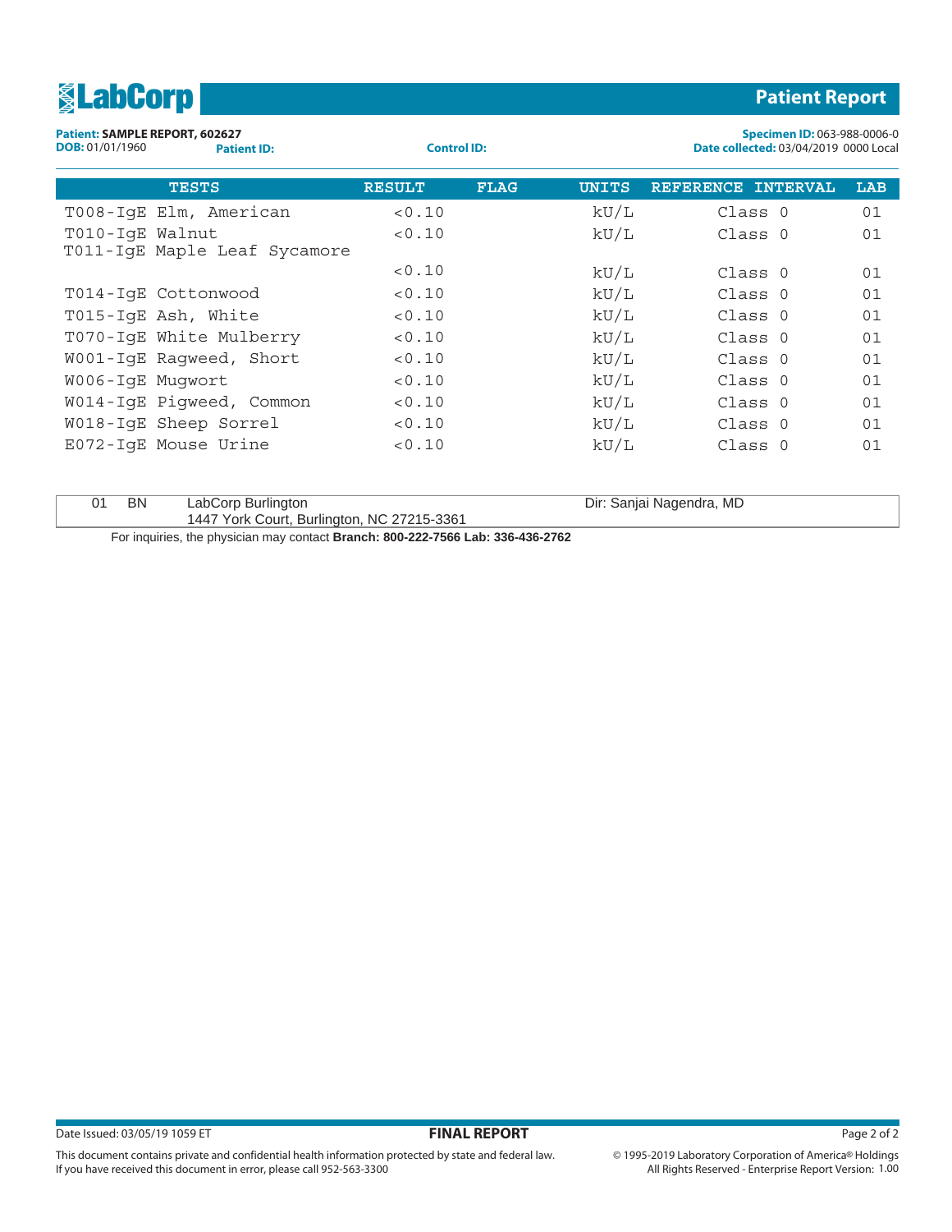**LabCorp** — **Patient Report**

**Patient:** SAMPLE REPORT, 602627
**DOB:** 01/01/1960 **Patient ID:** **Control ID:**
**Specimen ID:** 063-988-0006-0
**Date collected:** 03/04/2019 0000 Local

| TESTS | RESULT | FLAG | UNITS | REFERENCE INTERVAL | LAB |
|---|---|---|---|---|---|
| T008-IgE Elm, American | <0.10 | | kU/L | Class 0 | 01 |
| T010-IgE Walnut | <0.10 | | kU/L | Class 0 | 01 |
| T011-IgE Maple Leaf Sycamore | <0.10 | | kU/L | Class 0 | 01 |
| T014-IgE Cottonwood | <0.10 | | kU/L | Class 0 | 01 |
| T015-IgE Ash, White | <0.10 | | kU/L | Class 0 | 01 |
| T070-IgE White Mulberry | <0.10 | | kU/L | Class 0 | 01 |
| W001-IgE Ragweed, Short | <0.10 | | kU/L | Class 0 | 01 |
| W006-IgE Mugwort | <0.10 | | kU/L | Class 0 | 01 |
| W014-IgE Pigweed, Common | <0.10 | | kU/L | Class 0 | 01 |
| W018-IgE Sheep Sorrel | <0.10 | | kU/L | Class 0 | 01 |
| E072-IgE Mouse Urine | <0.10 | | kU/L | Class 0 | 01 |

| | | | |
|---|---|---|---|
| 01 | BN | LabCorp Burlington<br>1447 York Court, Burlington, NC 27215-3361 | Dir: Sanjai Nagendra, MD |

For inquiries, the physician may contact **Branch: 800-222-7566 Lab: 336-436-2762**

Date Issued: 03/05/19 1059 ET **FINAL REPORT**

This document contains private and confidential health information protected by state and federal law.
If you have received this document in error, please call 952-563-3300

© 1995-2019 Laboratory Corporation of America® Holdings
All Rights Reserved - Enterprise Report Version: 1.00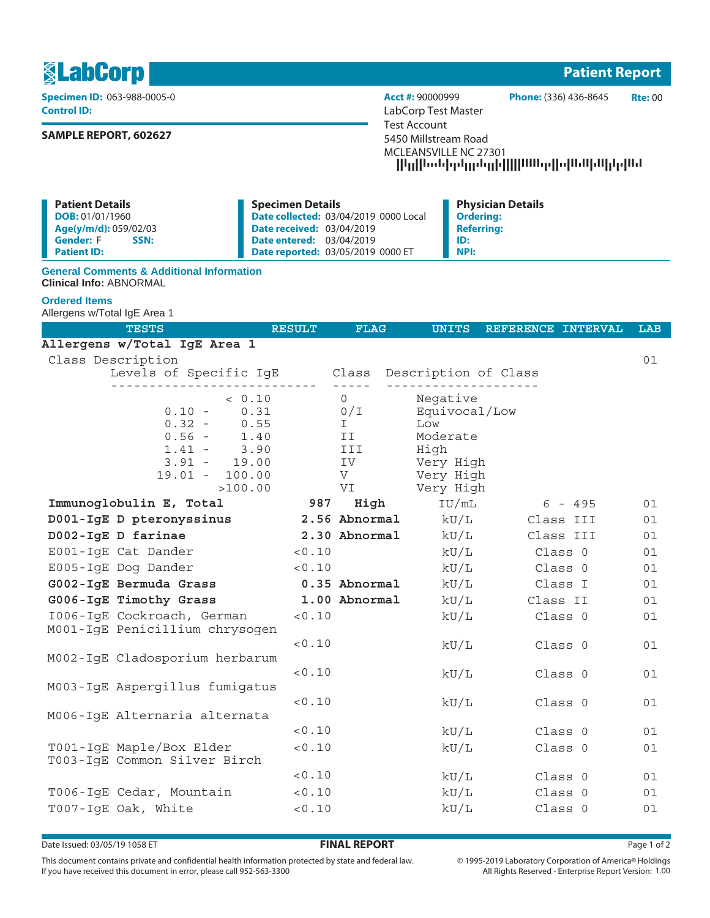# LabCorp — Patient Report

**Specimen ID:** 063-988-0005-0
**Control ID:**

**SAMPLE REPORT, 602627**

**Acct #:** 90000999 **Phone:** (336) 436-8645 **Rte:** 00

LabCorp Test Master
Test Account
5450 Millstream Road
MCLEANSVILLE NC 27301

| Patient Details | Specimen Details | Physician Details |
|---|---|---|
| **DOB:** 01/01/1960 | **Date collected:** 03/04/2019 0000 Local | **Ordering:** |
| **Age(y/m/d):** 059/02/03 | **Date received:** 03/04/2019 | **Referring:** |
| **Gender:** F **SSN:** | **Date entered:** 03/04/2019 | **ID:** |
| **Patient ID:** | **Date reported:** 03/05/2019 0000 ET | **NPI:** |

## General Comments & Additional Information

**Clinical Info:** ABNORMAL

## Ordered Items

Allergens w/Total IgE Area 1

| TESTS | RESULT | FLAG | UNITS | REFERENCE INTERVAL | LAB |
|---|---|---|---|---|---|
| **Allergens w/Total IgE Area 1** | | | | | |
| Class Description | | | | | 01 |

| Levels of Specific IgE | Class | Description of Class |
|---|---|---|
| < 0.10 | 0 | Negative |
| 0.10 - 0.31 | 0/I | Equivocal/Low |
| 0.32 - 0.55 | I | Low |
| 0.56 - 1.40 | II | Moderate |
| 1.41 - 3.90 | III | High |
| 3.91 - 19.00 | IV | Very High |
| 19.01 - 100.00 | V | Very High |
| >100.00 | VI | Very High |

| TESTS | RESULT | FLAG | UNITS | REFERENCE INTERVAL | LAB |
|---|---|---|---|---|---|
| **Immunoglobulin E, Total** | **987** | **High** | IU/mL | 6 - 495 | 01 |
| **D001-IgE D pteronyssinus** | **2.56** | **Abnormal** | kU/L | Class III | 01 |
| **D002-IgE D farinae** | **2.30** | **Abnormal** | kU/L | Class III | 01 |
| E001-IgE Cat Dander | <0.10 | | kU/L | Class 0 | 01 |
| E005-IgE Dog Dander | <0.10 | | kU/L | Class 0 | 01 |
| **G002-IgE Bermuda Grass** | **0.35** | **Abnormal** | kU/L | Class I | 01 |
| **G006-IgE Timothy Grass** | **1.00** | **Abnormal** | kU/L | Class II | 01 |
| I006-IgE Cockroach, German | <0.10 | | kU/L | Class 0 | 01 |
| M001-IgE Penicillium chrysogen | <0.10 | | kU/L | Class 0 | 01 |
| M002-IgE Cladosporium herbarum | <0.10 | | kU/L | Class 0 | 01 |
| M003-IgE Aspergillus fumigatus | <0.10 | | kU/L | Class 0 | 01 |
| M006-IgE Alternaria alternata | <0.10 | | kU/L | Class 0 | 01 |
| T001-IgE Maple/Box Elder | <0.10 | | kU/L | Class 0 | 01 |
| T003-IgE Common Silver Birch | <0.10 | | kU/L | Class 0 | 01 |
| T006-IgE Cedar, Mountain | <0.10 | | kU/L | Class 0 | 01 |
| T007-IgE Oak, White | <0.10 | | kU/L | Class 0 | 01 |

Date Issued: 03/05/19 1058 ET — **FINAL REPORT**

This document contains private and confidential health information protected by state and federal law.
If you have received this document in error, please call 952-563-3300

© 1995-2019 Laboratory Corporation of America® Holdings
All Rights Reserved - Enterprise Report Version: 1.00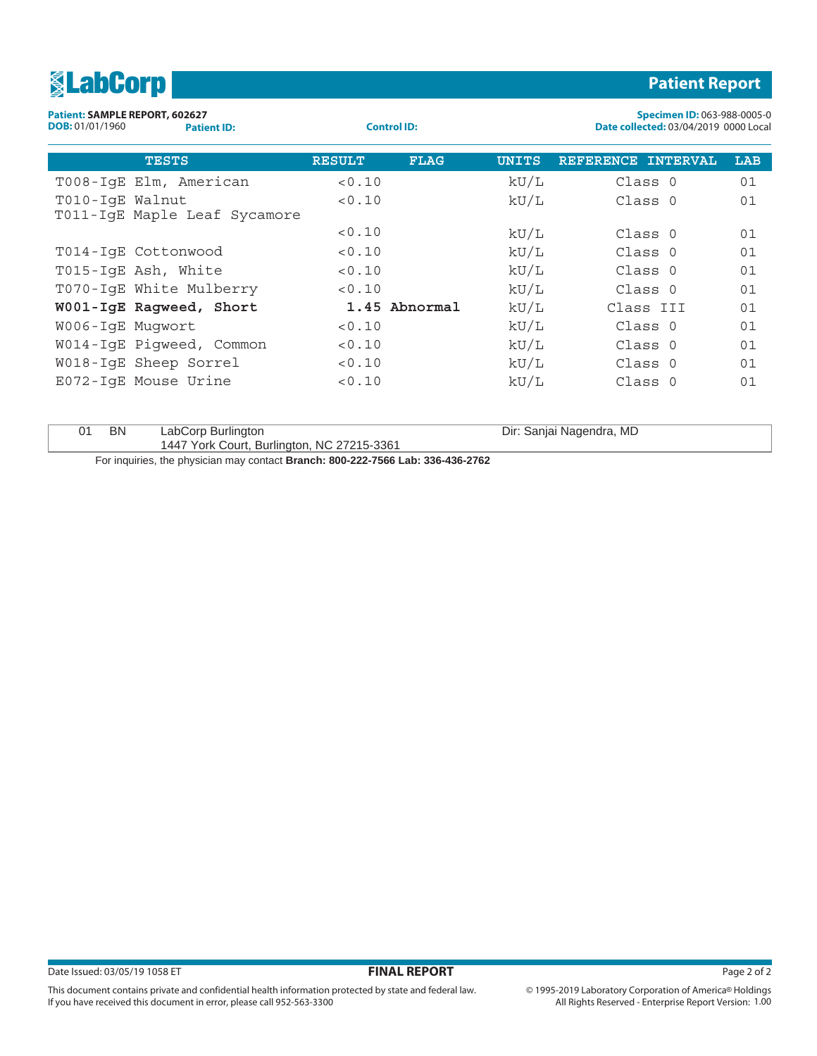# LabCorp

## Patient Report

**Patient:** SAMPLE REPORT, 602627
**DOB:** 01/01/1960 **Patient ID:**
**Control ID:**
**Specimen ID:** 063-988-0005-0
**Date collected:** 03/04/2019 0000 Local

| TESTS | RESULT | FLAG | UNITS | REFERENCE INTERVAL | LAB |
|---|---|---|---|---|---|
| T008-IgE Elm, American | <0.10 | | kU/L | Class 0 | 01 |
| T010-IgE Walnut | <0.10 | | kU/L | Class 0 | 01 |
| T011-IgE Maple Leaf Sycamore | <0.10 | | kU/L | Class 0 | 01 |
| T014-IgE Cottonwood | <0.10 | | kU/L | Class 0 | 01 |
| T015-IgE Ash, White | <0.10 | | kU/L | Class 0 | 01 |
| T070-IgE White Mulberry | <0.10 | | kU/L | Class 0 | 01 |
| **W001-IgE Ragweed, Short** | **1.45** | **Abnormal** | kU/L | Class III | 01 |
| W006-IgE Mugwort | <0.10 | | kU/L | Class 0 | 01 |
| W014-IgE Pigweed, Common | <0.10 | | kU/L | Class 0 | 01 |
| W018-IgE Sheep Sorrel | <0.10 | | kU/L | Class 0 | 01 |
| E072-IgE Mouse Urine | <0.10 | | kU/L | Class 0 | 01 |

| | | | |
|---|---|---|---|
| 01 | BN | LabCorp Burlington<br>1447 York Court, Burlington, NC 27215-3361 | Dir: Sanjai Nagendra, MD |

For inquiries, the physician may contact **Branch: 800-222-7566 Lab: 336-436-2762**

Date Issued: 03/05/19 1058 ET

**FINAL REPORT**

This document contains private and confidential health information protected by state and federal law.
If you have received this document in error, please call 952-563-3300

© 1995-2019 Laboratory Corporation of America® Holdings
All Rights Reserved - Enterprise Report Version: 1.00